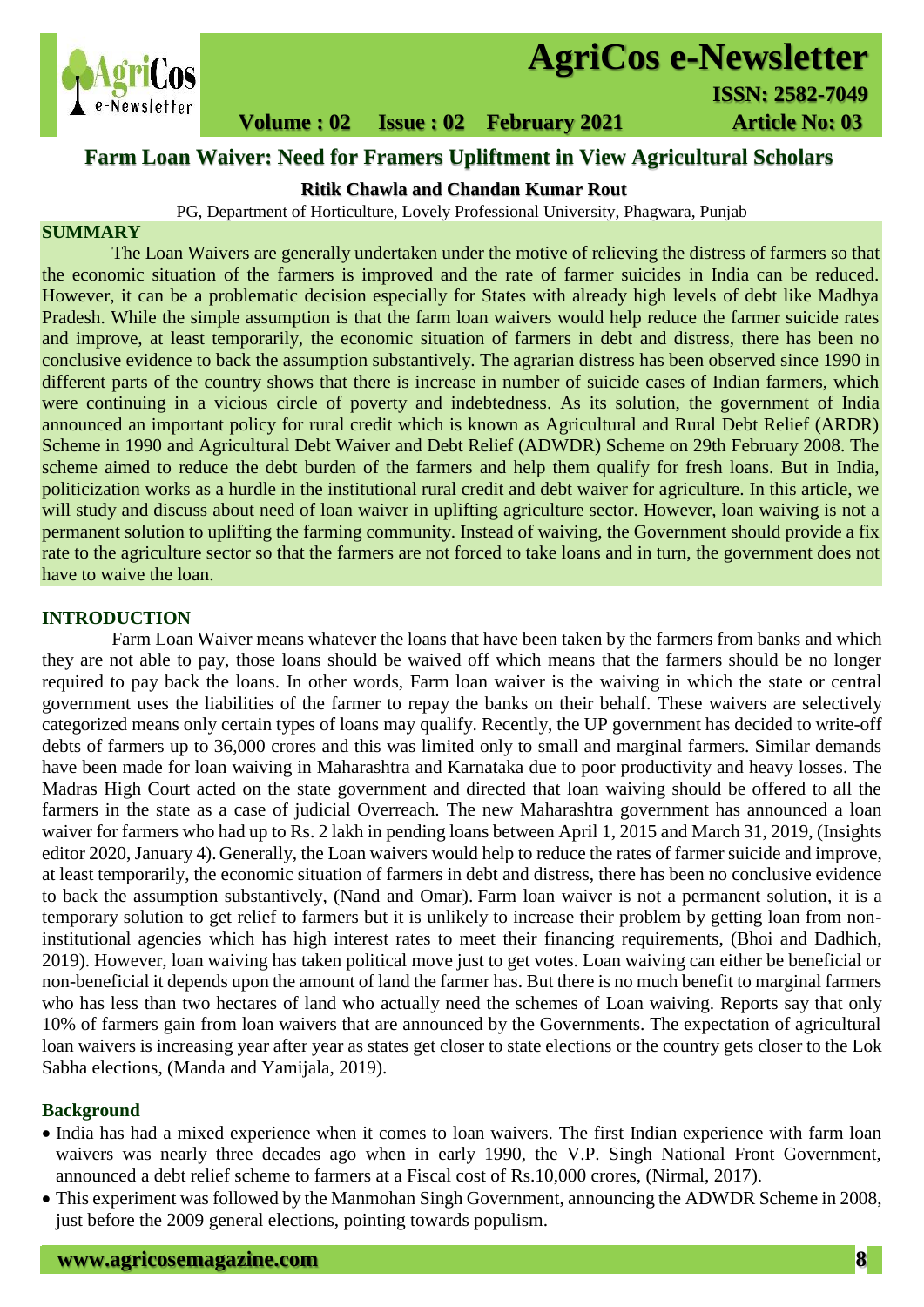# Farm Loan Waiver: Need for Framers Upliftment in View Agricultural Scholars

**Ritik Chawla and Chandan Kumar Rout**

PG, Department of Horticulture, Lovely Professional University, Phagwara, Punjab

## SUMMARY

The Loan Waivers are generally undertaken under the motive of relieving the distress of farmers so that the economic situation of the farmers is improved and the rate of farmer suicides in India can be reduced. However, it can be a problematic decision especially for States with already high levels of debt like Madhya Pradesh. While the simple assumption is that the farm loan waivers would help reduce the farmer suicide rates and improve, at least temporarily, the economic situation of farmers in debt and distress, there has been no conclusive evidence to back the assumption substantively. The agrarian distress has been observed since 1990 in different parts of the country shows that there is increase in number of suicide cases of Indian farmers, which were continuing in a vicious circle of poverty and indebtedness. As its solution, the government of India announced an important policy for rural credit which is known as Agricultural and Rural Debt Relief (ARDR) Scheme in 1990 and Agricultural Debt Waiver and Debt Relief (ADWDR) Scheme on 29th February 2008. The scheme aimed to reduce the debt burden of the farmers and help them qualify for fresh loans. But in India, politicization works as a hurdle in the institutional rural credit and debt waiver for agriculture. In this article, we will study and discuss about need of loan waiver in uplifting agriculture sector. However, loan waiving is not a permanent solution to uplifting the farming community. Instead of waiving, the Government should provide a fix rate to the agriculture sector so that the farmers are not forced to take loans and in turn, the government does not have to waive the loan.

## INTRODUCTION

Farm Loan Waiver means whatever the loans that have been taken by the farmers from banks and which they are not able to pay, those loans should be waived off which means that the farmers should be no longer required to pay back the loans. In other words, Farm loan waiver is the waiving in which the state or central government uses the liabilities of the farmer to repay the banks on their behalf. These waivers are selectively categorized means only certain types of loans may qualify. Recently, the UP government has decided to write-off debts of farmers up to 36,000 crores and this was limited only to small and marginal farmers. Similar demands have been made for loan waiving in Maharashtra and Karnataka due to poor productivity and heavy losses. The Madras High Court acted on the state government and directed that loan waiving should be offered to all the farmers in the state as a case of judicial Overreach. The new Maharashtra government has announced a loan waiver for farmers who had up to Rs. 2 lakh in pending loans between April 1, 2015 and March 31, 2019, (Insights editor 2020, January 4). Generally, the Loan waivers would help to reduce the rates of farmer suicide and improve, at least temporarily, the economic situation of farmers in debt and distress, there has been no conclusive evidence to back the assumption substantively, (Nand and Omar). Farm loan waiver is not a permanent solution, it is a temporary solution to get relief to farmers but it is unlikely to increase their problem by getting loan from non-institutional agencies which has high interest rates to meet their financing requirements, (Bhoi and Dadhich, 2019). However, loan waiving has taken political move just to get votes. Loan waiving can either be beneficial or non-beneficial it depends upon the amount of land the farmer has. But there is no much benefit to marginal farmers who has less than two hectares of land who actually need the schemes of Loan waiving. Reports say that only 10% of farmers gain from loan waivers that are announced by the Governments. The expectation of agricultural loan waivers is increasing year after year as states get closer to state elections or the country gets closer to the Lok Sabha elections, (Manda and Yamijala, 2019).

### Background

- India has had a mixed experience when it comes to loan waivers. The first Indian experience with farm loan waivers was nearly three decades ago when in early 1990, the V.P. Singh National Front Government, announced a debt relief scheme to farmers at a Fiscal cost of Rs.10,000 crores, (Nirmal, 2017).
- This experiment was followed by the Manmohan Singh Government, announcing the ADWDR Scheme in 2008, just before the 2009 general elections, pointing towards populism.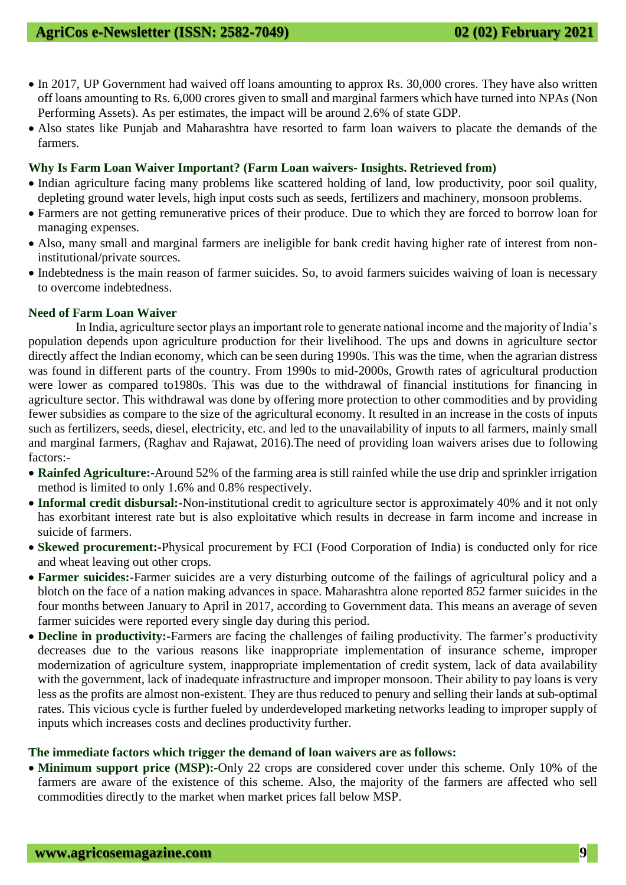- In 2017, UP Government had waived off loans amounting to approx Rs. 30,000 crores. They have also written off loans amounting to Rs. 6,000 crores given to small and marginal farmers which have turned into NPAs (Non Performing Assets). As per estimates, the impact will be around 2.6% of state GDP.
- Also states like Punjab and Maharashtra have resorted to farm loan waivers to placate the demands of the farmers.

**Why Is Farm Loan Waiver Important? (Farm Loan waivers- Insights. Retrieved from)**

- Indian agriculture facing many problems like scattered holding of land, low productivity, poor soil quality, depleting ground water levels, high input costs such as seeds, fertilizers and machinery, monsoon problems.
- Farmers are not getting remunerative prices of their produce. Due to which they are forced to borrow loan for managing expenses.
- Also, many small and marginal farmers are ineligible for bank credit having higher rate of interest from non-institutional/private sources.
- Indebtedness is the main reason of farmer suicides. So, to avoid farmers suicides waiving of loan is necessary to overcome indebtedness.

**Need of Farm Loan Waiver**

In India, agriculture sector plays an important role to generate national income and the majority of India's population depends upon agriculture production for their livelihood. The ups and downs in agriculture sector directly affect the Indian economy, which can be seen during 1990s. This was the time, when the agrarian distress was found in different parts of the country. From 1990s to mid-2000s, Growth rates of agricultural production were lower as compared to1980s. This was due to the withdrawal of financial institutions for financing in agriculture sector. This withdrawal was done by offering more protection to other commodities and by providing fewer subsidies as compare to the size of the agricultural economy. It resulted in an increase in the costs of inputs such as fertilizers, seeds, diesel, electricity, etc. and led to the unavailability of inputs to all farmers, mainly small and marginal farmers, (Raghav and Rajawat, 2016).The need of providing loan waivers arises due to following factors:-

- **Rainfed Agriculture:-**Around 52% of the farming area is still rainfed while the use drip and sprinkler irrigation method is limited to only 1.6% and 0.8% respectively.
- **Informal credit disbursal:-**Non-institutional credit to agriculture sector is approximately 40% and it not only has exorbitant interest rate but is also exploitative which results in decrease in farm income and increase in suicide of farmers.
- **Skewed procurement:-**Physical procurement by FCI (Food Corporation of India) is conducted only for rice and wheat leaving out other crops.
- **Farmer suicides:-**Farmer suicides are a very disturbing outcome of the failings of agricultural policy and a blotch on the face of a nation making advances in space. Maharashtra alone reported 852 farmer suicides in the four months between January to April in 2017, according to Government data. This means an average of seven farmer suicides were reported every single day during this period.
- **Decline in productivity:-**Farmers are facing the challenges of failing productivity. The farmer's productivity decreases due to the various reasons like inappropriate implementation of insurance scheme, improper modernization of agriculture system, inappropriate implementation of credit system, lack of data availability with the government, lack of inadequate infrastructure and improper monsoon. Their ability to pay loans is very less as the profits are almost non-existent. They are thus reduced to penury and selling their lands at sub-optimal rates. This vicious cycle is further fueled by underdeveloped marketing networks leading to improper supply of inputs which increases costs and declines productivity further.

**The immediate factors which trigger the demand of loan waivers are as follows:**

- **Minimum support price (MSP):-**Only 22 crops are considered cover under this scheme. Only 10% of the farmers are aware of the existence of this scheme. Also, the majority of the farmers are affected who sell commodities directly to the market when market prices fall below MSP.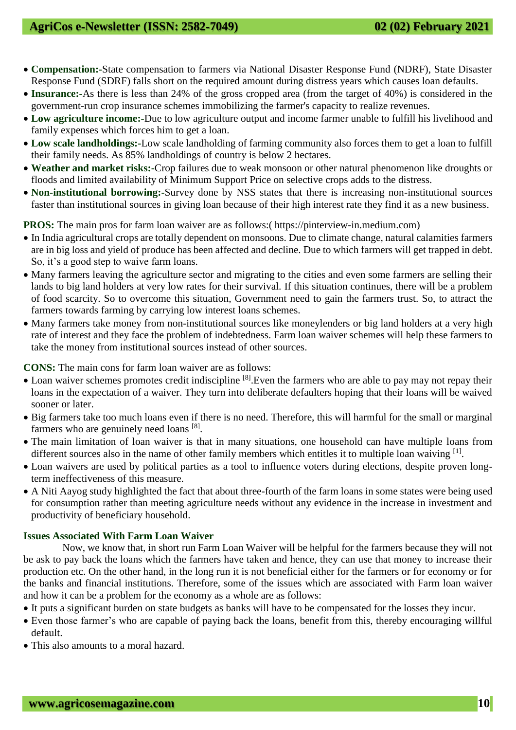- **Compensation:-**State compensation to farmers via National Disaster Response Fund (NDRF), State Disaster Response Fund (SDRF) falls short on the required amount during distress years which causes loan defaults.
- **Insurance:-**As there is less than 24% of the gross cropped area (from the target of 40%) is considered in the government-run crop insurance schemes immobilizing the farmer's capacity to realize revenues.
- **Low agriculture income:-**Due to low agriculture output and income farmer unable to fulfill his livelihood and family expenses which forces him to get a loan.
- **Low scale landholdings:-**Low scale landholding of farming community also forces them to get a loan to fulfill their family needs. As 85% landholdings of country is below 2 hectares.
- **Weather and market risks:-**Crop failures due to weak monsoon or other natural phenomenon like droughts or floods and limited availability of Minimum Support Price on selective crops adds to the distress.
- **Non-institutional borrowing:-**Survey done by NSS states that there is increasing non-institutional sources faster than institutional sources in giving loan because of their high interest rate they find it as a new business.

**PROS:** The main pros for farm loan waiver are as follows:( https://pinterview-in.medium.com)

- In India agricultural crops are totally dependent on monsoons. Due to climate change, natural calamities farmers are in big loss and yield of produce has been affected and decline. Due to which farmers will get trapped in debt. So, it's a good step to waive farm loans.
- Many farmers leaving the agriculture sector and migrating to the cities and even some farmers are selling their lands to big land holders at very low rates for their survival. If this situation continues, there will be a problem of food scarcity. So to overcome this situation, Government need to gain the farmers trust. So, to attract the farmers towards farming by carrying low interest loans schemes.
- Many farmers take money from non-institutional sources like moneylenders or big land holders at a very high rate of interest and they face the problem of indebtedness. Farm loan waiver schemes will help these farmers to take the money from institutional sources instead of other sources.

**CONS:** The main cons for farm loan waiver are as follows:

- Loan waiver schemes promotes credit indiscipline [8].Even the farmers who are able to pay may not repay their loans in the expectation of a waiver. They turn into deliberate defaulters hoping that their loans will be waived sooner or later.
- Big farmers take too much loans even if there is no need. Therefore, this will harmful for the small or marginal farmers who are genuinely need loans [8].
- The main limitation of loan waiver is that in many situations, one household can have multiple loans from different sources also in the name of other family members which entitles it to multiple loan waiving [1].
- Loan waivers are used by political parties as a tool to influence voters during elections, despite proven long-term ineffectiveness of this measure.
- A Niti Aayog study highlighted the fact that about three-fourth of the farm loans in some states were being used for consumption rather than meeting agriculture needs without any evidence in the increase in investment and productivity of beneficiary household.

### Issues Associated With Farm Loan Waiver

Now, we know that, in short run Farm Loan Waiver will be helpful for the farmers because they will not be ask to pay back the loans which the farmers have taken and hence, they can use that money to increase their production etc. On the other hand, in the long run it is not beneficial either for the farmers or for economy or for the banks and financial institutions. Therefore, some of the issues which are associated with Farm loan waiver and how it can be a problem for the economy as a whole are as follows:

- It puts a significant burden on state budgets as banks will have to be compensated for the losses they incur.
- Even those farmer's who are capable of paying back the loans, benefit from this, thereby encouraging willful default.
- This also amounts to a moral hazard.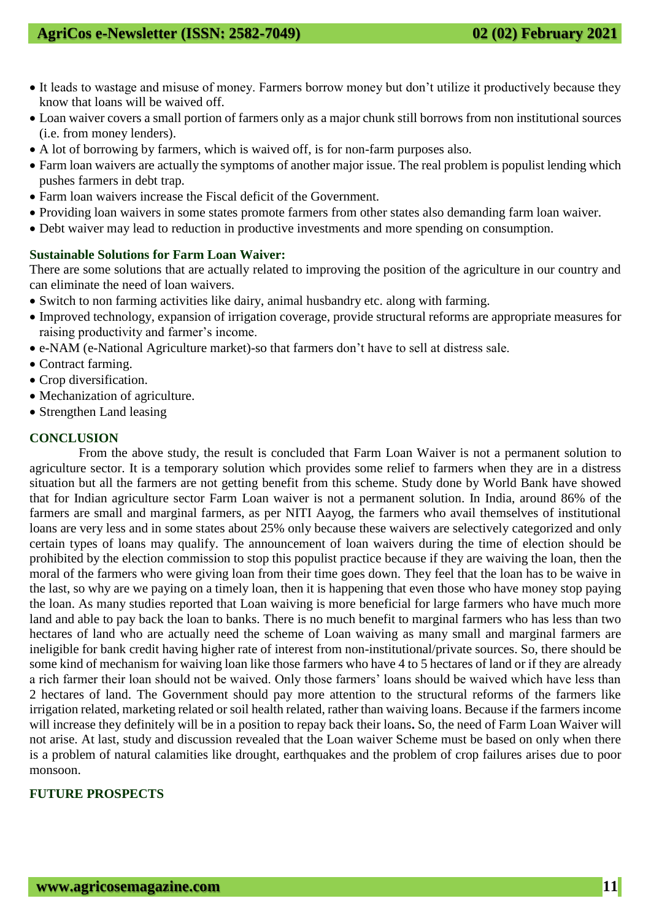- It leads to wastage and misuse of money. Farmers borrow money but don't utilize it productively because they know that loans will be waived off.
- Loan waiver covers a small portion of farmers only as a major chunk still borrows from non institutional sources (i.e. from money lenders).
- A lot of borrowing by farmers, which is waived off, is for non-farm purposes also.
- Farm loan waivers are actually the symptoms of another major issue. The real problem is populist lending which pushes farmers in debt trap.
- Farm loan waivers increase the Fiscal deficit of the Government.
- Providing loan waivers in some states promote farmers from other states also demanding farm loan waiver.
- Debt waiver may lead to reduction in productive investments and more spending on consumption.

**Sustainable Solutions for Farm Loan Waiver:**

There are some solutions that are actually related to improving the position of the agriculture in our country and can eliminate the need of loan waivers.

- Switch to non farming activities like dairy, animal husbandry etc. along with farming.
- Improved technology, expansion of irrigation coverage, provide structural reforms are appropriate measures for raising productivity and farmer's income.
- e-NAM (e-National Agriculture market)-so that farmers don't have to sell at distress sale.
- Contract farming.
- Crop diversification.
- Mechanization of agriculture.
- Strengthen Land leasing

## CONCLUSION

From the above study, the result is concluded that Farm Loan Waiver is not a permanent solution to agriculture sector. It is a temporary solution which provides some relief to farmers when they are in a distress situation but all the farmers are not getting benefit from this scheme. Study done by World Bank have showed that for Indian agriculture sector Farm Loan waiver is not a permanent solution. In India, around 86% of the farmers are small and marginal farmers, as per NITI Aayog, the farmers who avail themselves of institutional loans are very less and in some states about 25% only because these waivers are selectively categorized and only certain types of loans may qualify. The announcement of loan waivers during the time of election should be prohibited by the election commission to stop this populist practice because if they are waiving the loan, then the moral of the farmers who were giving loan from their time goes down. They feel that the loan has to be waive in the last, so why are we paying on a timely loan, then it is happening that even those who have money stop paying the loan. As many studies reported that Loan waiving is more beneficial for large farmers who have much more land and able to pay back the loan to banks. There is no much benefit to marginal farmers who has less than two hectares of land who are actually need the scheme of Loan waiving as many small and marginal farmers are ineligible for bank credit having higher rate of interest from non-institutional/private sources. So, there should be some kind of mechanism for waiving loan like those farmers who have 4 to 5 hectares of land or if they are already a rich farmer their loan should not be waived. Only those farmers' loans should be waived which have less than 2 hectares of land. The Government should pay more attention to the structural reforms of the farmers like irrigation related, marketing related or soil health related, rather than waiving loans. Because if the farmers income will increase they definitely will be in a position to repay back their loans**.** So, the need of Farm Loan Waiver will not arise. At last, study and discussion revealed that the Loan waiver Scheme must be based on only when there is a problem of natural calamities like drought, earthquakes and the problem of crop failures arises due to poor monsoon.

## FUTURE PROSPECTS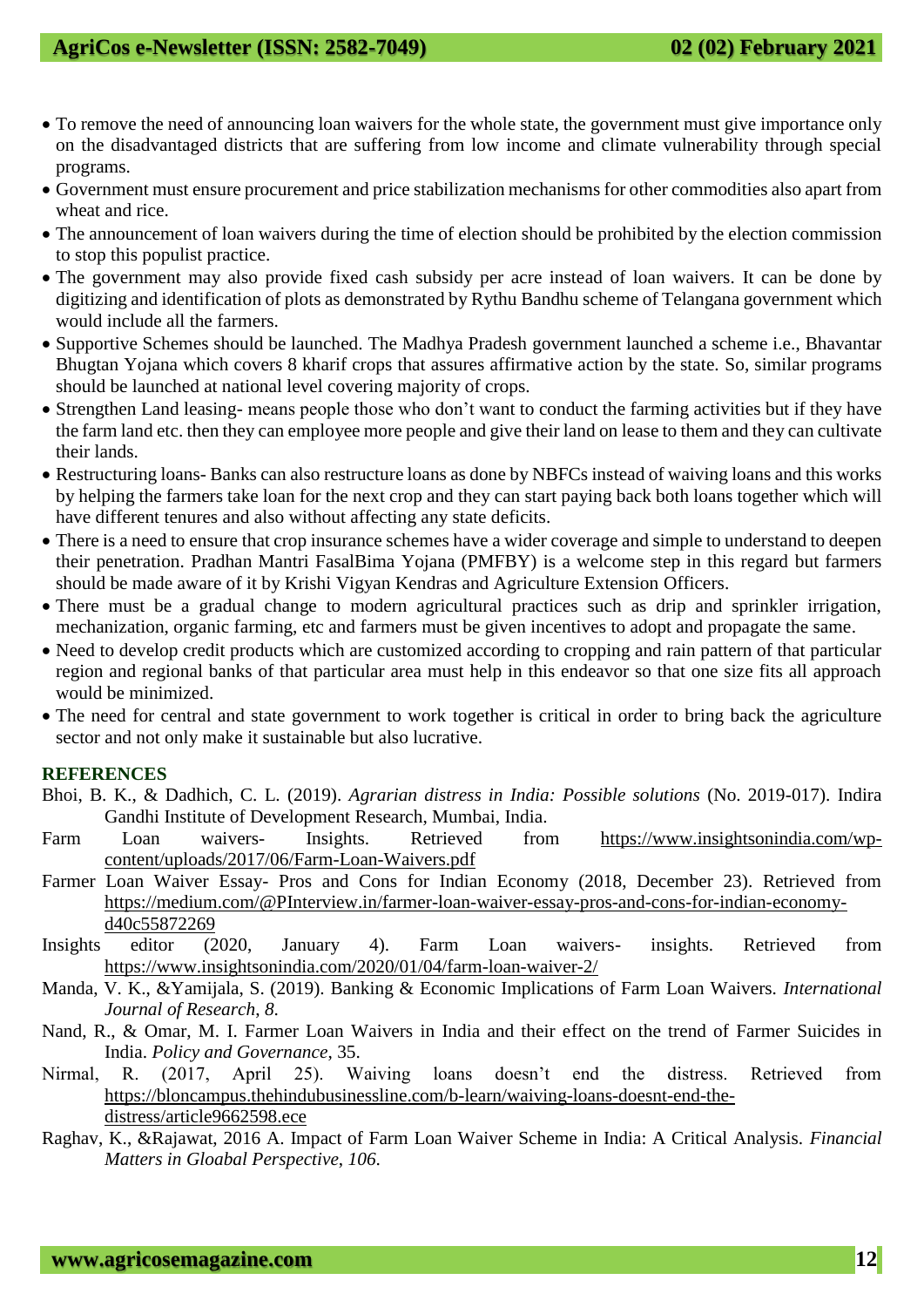- To remove the need of announcing loan waivers for the whole state, the government must give importance only on the disadvantaged districts that are suffering from low income and climate vulnerability through special programs.
- Government must ensure procurement and price stabilization mechanisms for other commodities also apart from wheat and rice.
- The announcement of loan waivers during the time of election should be prohibited by the election commission to stop this populist practice.
- The government may also provide fixed cash subsidy per acre instead of loan waivers. It can be done by digitizing and identification of plots as demonstrated by Rythu Bandhu scheme of Telangana government which would include all the farmers.
- Supportive Schemes should be launched. The Madhya Pradesh government launched a scheme i.e., Bhavantar Bhugtan Yojana which covers 8 kharif crops that assures affirmative action by the state. So, similar programs should be launched at national level covering majority of crops.
- Strengthen Land leasing- means people those who don't want to conduct the farming activities but if they have the farm land etc. then they can employee more people and give their land on lease to them and they can cultivate their lands.
- Restructuring loans- Banks can also restructure loans as done by NBFCs instead of waiving loans and this works by helping the farmers take loan for the next crop and they can start paying back both loans together which will have different tenures and also without affecting any state deficits.
- There is a need to ensure that crop insurance schemes have a wider coverage and simple to understand to deepen their penetration. Pradhan Mantri FasalBima Yojana (PMFBY) is a welcome step in this regard but farmers should be made aware of it by Krishi Vigyan Kendras and Agriculture Extension Officers.
- There must be a gradual change to modern agricultural practices such as drip and sprinkler irrigation, mechanization, organic farming, etc and farmers must be given incentives to adopt and propagate the same.
- Need to develop credit products which are customized according to cropping and rain pattern of that particular region and regional banks of that particular area must help in this endeavor so that one size fits all approach would be minimized.
- The need for central and state government to work together is critical in order to bring back the agriculture sector and not only make it sustainable but also lucrative.

## REFERENCES

Bhoi, B. K., & Dadhich, C. L. (2019). *Agrarian distress in India: Possible solutions* (No. 2019-017). Indira Gandhi Institute of Development Research, Mumbai, India.

Farm Loan waivers- Insights. Retrieved from https://www.insightsonindia.com/wp-content/uploads/2017/06/Farm-Loan-Waivers.pdf

Farmer Loan Waiver Essay- Pros and Cons for Indian Economy (2018, December 23). Retrieved from https://medium.com/@PInterview.in/farmer-loan-waiver-essay-pros-and-cons-for-indian-economy-d40c55872269

Insights editor (2020, January 4). Farm Loan waivers- insights. Retrieved from https://www.insightsonindia.com/2020/01/04/farm-loan-waiver-2/

Manda, V. K., &Yamijala, S. (2019). Banking & Economic Implications of Farm Loan Waivers. *International Journal of Research*, *8*.

Nand, R., & Omar, M. I. Farmer Loan Waivers in India and their effect on the trend of Farmer Suicides in India. *Policy and Governance*, 35.

Nirmal, R. (2017, April 25). Waiving loans doesn't end the distress. Retrieved from https://bloncampus.thehindubusinessline.com/b-learn/waiving-loans-doesnt-end-the-distress/article9662598.ece

Raghav, K., &Rajawat, 2016 A. Impact of Farm Loan Waiver Scheme in India: A Critical Analysis. *Financial Matters in Gloabal Perspective*, *106*.